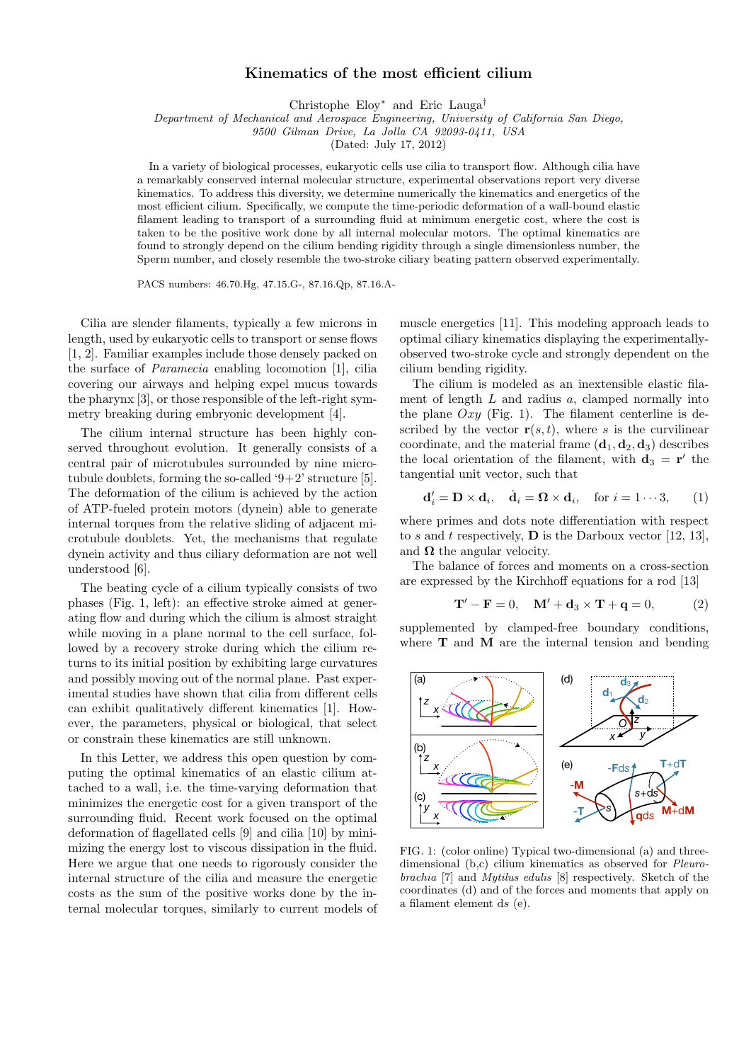# Kinematics of the most efficient cilium

Christophe Eloy* and Eric Lauga†

*Department of Mechanical and Aerospace Engineering, University of California San Diego, 9500 Gilman Drive, La Jolla CA 92093-0411, USA*

(Dated: July 17, 2012)

In a variety of biological processes, eukaryotic cells use cilia to transport flow. Although cilia have a remarkably conserved internal molecular structure, experimental observations report very diverse kinematics. To address this diversity, we determine numerically the kinematics and energetics of the most efficient cilium. Specifically, we compute the time-periodic deformation of a wall-bound elastic filament leading to transport of a surrounding fluid at minimum energetic cost, where the cost is taken to be the positive work done by all internal molecular motors. The optimal kinematics are found to strongly depend on the cilium bending rigidity through a single dimensionless number, the Sperm number, and closely resemble the two-stroke ciliary beating pattern observed experimentally.

PACS numbers: 46.70.Hg, 47.15.G-, 87.16.Qp, 87.16.A-

Cilia are slender filaments, typically a few microns in length, used by eukaryotic cells to transport or sense flows [1, 2]. Familiar examples include those densely packed on the surface of *Paramecia* enabling locomotion [1], cilia covering our airways and helping expel mucus towards the pharynx [3], or those responsible of the left-right symmetry breaking during embryonic development [4].

The cilium internal structure has been highly conserved throughout evolution. It generally consists of a central pair of microtubules surrounded by nine microtubule doublets, forming the so-called '9+2' structure [5]. The deformation of the cilium is achieved by the action of ATP-fueled protein motors (dynein) able to generate internal torques from the relative sliding of adjacent microtubule doublets. Yet, the mechanisms that regulate dynein activity and thus ciliary deformation are not well understood [6].

The beating cycle of a cilium typically consists of two phases (Fig. 1, left): an effective stroke aimed at generating flow and during which the cilium is almost straight while moving in a plane normal to the cell surface, followed by a recovery stroke during which the cilium returns to its initial position by exhibiting large curvatures and possibly moving out of the normal plane. Past experimental studies have shown that cilia from different cells can exhibit qualitatively different kinematics [1]. However, the parameters, physical or biological, that select or constrain these kinematics are still unknown.

In this Letter, we address this open question by computing the optimal kinematics of an elastic cilium attached to a wall, i.e. the time-varying deformation that minimizes the energetic cost for a given transport of the surrounding fluid. Recent work focused on the optimal deformation of flagellated cells [9] and cilia [10] by minimizing the energy lost to viscous dissipation in the fluid. Here we argue that one needs to rigorously consider the internal structure of the cilia and measure the energetic costs as the sum of the positive works done by the internal molecular torques, similarly to current models of muscle energetics [11]. This modeling approach leads to optimal ciliary kinematics displaying the experimentally-observed two-stroke cycle and strongly dependent on the cilium bending rigidity.

The cilium is modeled as an inextensible elastic filament of length $L$ and radius $a$, clamped normally into the plane $Oxy$ (Fig. 1). The filament centerline is described by the vector $\mathbf{r}(s,t)$, where $s$ is the curvilinear coordinate, and the material frame $(\mathbf{d}_1, \mathbf{d}_2, \mathbf{d}_3)$ describes the local orientation of the filament, with $\mathbf{d}_3 = \mathbf{r}'$ the tangential unit vector, such that

$$\mathbf{d}_i' = \mathbf{D} \times \mathbf{d}_i, \quad \dot{\mathbf{d}}_i = \mathbf{\Omega} \times \mathbf{d}_i, \quad \text{for } i = 1 \cdots 3, \tag{1}$$

where primes and dots note differentiation with respect to $s$ and $t$ respectively, $\mathbf{D}$ is the Darboux vector [12, 13], and $\mathbf{\Omega}$ the angular velocity.

The balance of forces and moments on a cross-section are expressed by the Kirchhoff equations for a rod [13]

$$\mathbf{T}' - \mathbf{F} = 0, \quad \mathbf{M}' + \mathbf{d}_3 \times \mathbf{T} + \mathbf{q} = 0, \tag{2}$$

supplemented by clamped-free boundary conditions, where $\mathbf{T}$ and $\mathbf{M}$ are the internal tension and bending

FIG. 1: (color online) Typical two-dimensional (a) and three-dimensional (b,c) cilium kinematics as observed for *Pleurobrachia* [7] and *Mytilus edulis* [8] respectively. Sketch of the coordinates (d) and of the forces and moments that apply on a filament element d$s$ (e).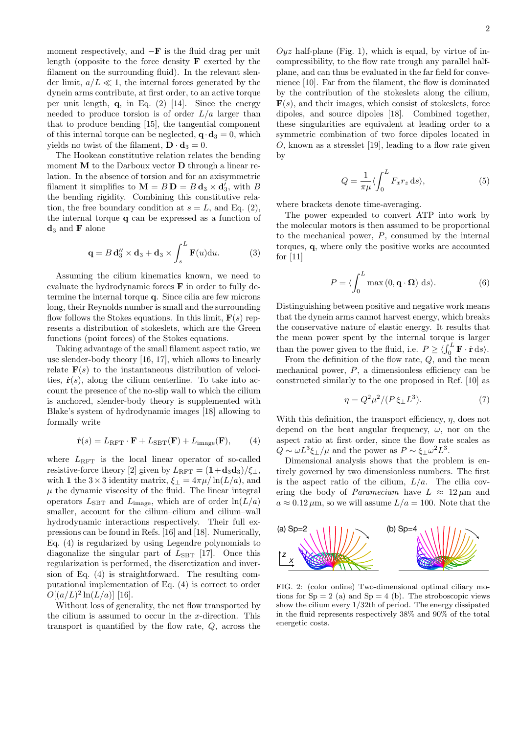moment respectively, and $-\mathbf{F}$ is the fluid drag per unit length (opposite to the force density $\mathbf{F}$ exerted by the filament on the surrounding fluid). In the relevant slender limit, $a/L \ll 1$, the internal forces generated by the dynein arms contribute, at first order, to an active torque per unit length, $\mathbf{q}$, in Eq. (2) [14]. Since the energy needed to produce torsion is of order $L/a$ larger than that to produce bending [15], the tangential component of this internal torque can be neglected, $\mathbf{q} \cdot \mathbf{d}_3 = 0$, which yields no twist of the filament, $\mathbf{D} \cdot \mathbf{d}_3 = 0$.

The Hookean constitutive relation relates the bending moment $\mathbf{M}$ to the Darboux vector $\mathbf{D}$ through a linear relation. In the absence of torsion and for an axisymmetric filament it simplifies to $\mathbf{M} = B\,\mathbf{D} = B\,\mathbf{d}_3 \times \mathbf{d}_3'$, with $B$ the bending rigidity. Combining this constitutive relation, the free boundary condition at $s = L$, and Eq. (2), the internal torque $\mathbf{q}$ can be expressed as a function of $\mathbf{d}_3$ and $\mathbf{F}$ alone

$$\mathbf{q} = B\,\mathbf{d}_3'' \times \mathbf{d}_3 + \mathbf{d}_3 \times \int_s^L \mathbf{F}(u)\mathrm{d}u. \tag{3}$$

Assuming the cilium kinematics known, we need to evaluate the hydrodynamic forces $\mathbf{F}$ in order to fully determine the internal torque $\mathbf{q}$. Since cilia are few microns long, their Reynolds number is small and the surrounding flow follows the Stokes equations. In this limit, $\mathbf{F}(s)$ represents a distribution of stokeslets, which are the Green functions (point forces) of the Stokes equations.

Taking advantage of the small filament aspect ratio, we use slender-body theory [16, 17], which allows to linearly relate $\mathbf{F}(s)$ to the instantaneous distribution of velocities, $\dot{\mathbf{r}}(s)$, along the cilium centerline. To take into account the presence of the no-slip wall to which the cilium is anchored, slender-body theory is supplemented with Blake's system of hydrodynamic images [18] allowing to formally write

$$\dot{\mathbf{r}}(s) = L_{\mathrm{RFT}} \cdot \mathbf{F} + L_{\mathrm{SBT}}(\mathbf{F}) + L_{\mathrm{image}}(\mathbf{F}), \tag{4}$$

where $L_{\mathrm{RFT}}$ is the local linear operator of so-called resistive-force theory [2] given by $L_{\mathrm{RFT}} = (\mathbf{1}+\mathbf{d}_3\mathbf{d}_3)/\xi_\perp$, with $\mathbf{1}$ the $3\times3$ identity matrix, $\xi_\perp = 4\pi\mu/\ln(L/a)$, and $\mu$ the dynamic viscosity of the fluid. The linear integral operators $L_{\mathrm{SBT}}$ and $L_{\mathrm{image}}$, which are of order $\ln(L/a)$ smaller, account for the cilium–cilium and cilium–wall hydrodynamic interactions respectively. Their full expressions can be found in Refs. [16] and [18]. Numerically, Eq. (4) is regularized by using Legendre polynomials to diagonalize the singular part of $L_{\mathrm{SBT}}$ [17]. Once this regularization is performed, the discretization and inversion of Eq. (4) is straightforward. The resulting computational implementation of Eq. (4) is correct to order $O[(a/L)^2 \ln(L/a)]$ [16].

Without loss of generality, the net flow transported by the cilium is assumed to occur in the $x$-direction. This transport is quantified by the flow rate, $Q$, across the $Oyz$ half-plane (Fig. 1), which is equal, by virtue of incompressibility, to the flow rate trough any parallel half-plane, and can thus be evaluated in the far field for convenience [10]. Far from the filament, the flow is dominated by the contribution of the stokeslets along the cilium, $\mathbf{F}(s)$, and their images, which consist of stokeslets, force dipoles, and source dipoles [18]. Combined together, these singularities are equivalent at leading order to a symmetric combination of two force dipoles located in $O$, known as a stresslet [19], leading to a flow rate given by

$$Q = \frac{1}{\pi\mu}\langle \int_0^L F_x r_z \,\mathrm{d}s\rangle, \tag{5}$$

where brackets denote time-averaging.

The power expended to convert ATP into work by the molecular motors is then assumed to be proportional to the mechanical power, $P$, consumed by the internal torques, $\mathbf{q}$, where only the positive works are accounted for [11]

$$P = \langle \int_0^L \max\left(0, \mathbf{q} \cdot \mathbf{\Omega}\right)\,\mathrm{d}s\rangle. \tag{6}$$

Distinguishing between positive and negative work means that the dynein arms cannot harvest energy, which breaks the conservative nature of elastic energy. It results that the mean power spent by the internal torque is larger than the power given to the fluid, i.e. $P \geq \langle \int_0^L \mathbf{F} \cdot \dot{\mathbf{r}}\,\mathrm{d}s\rangle$.

From the definition of the flow rate, $Q$, and the mean mechanical power, $P$, a dimensionless efficiency can be constructed similarly to the one proposed in Ref. [10] as

$$\eta = Q^2\mu^2/(P\,\xi_\perp L^3). \tag{7}$$

With this definition, the transport efficiency, $\eta$, does not depend on the beat angular frequency, $\omega$, nor on the aspect ratio at first order, since the flow rate scales as $Q \sim \omega L^3 \xi_\perp/\mu$ and the power as $P \sim \xi_\perp \omega^2 L^3$.

Dimensional analysis shows that the problem is entirely governed by two dimensionless numbers. The first is the aspect ratio of the cilium, $L/a$. The cilia covering the body of *Paramecium* have $L \approx 12\,\mu$m and $a \approx 0.12\,\mu$m, so we will assume $L/a = 100$. Note that the

FIG. 2: (color online) Two-dimensional optimal ciliary motions for Sp = 2 (a) and Sp = 4 (b). The stroboscopic views show the cilium every 1/32th of period. The energy dissipated in the fluid represents respectively 38% and 90% of the total energetic costs.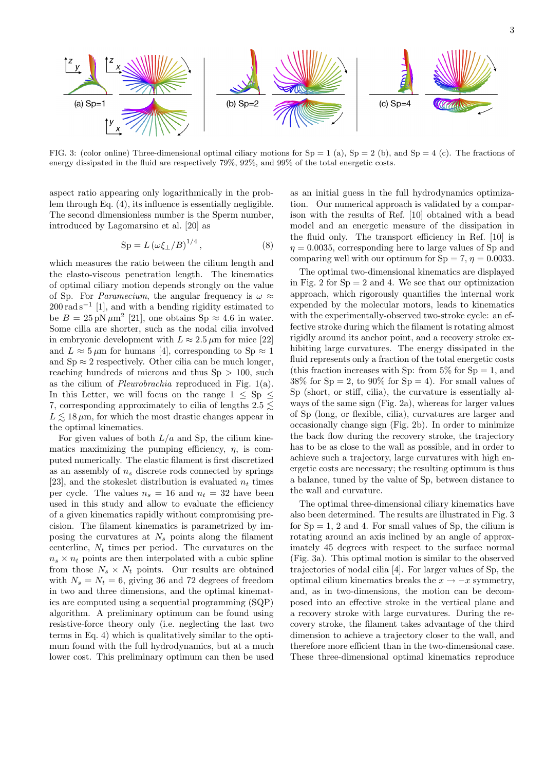FIG. 3: (color online) Three-dimensional optimal ciliary motions for Sp = 1 (a), Sp = 2 (b), and Sp = 4 (c). The fractions of energy dissipated in the fluid are respectively 79%, 92%, and 99% of the total energetic costs.

aspect ratio appearing only logarithmically in the problem through Eq. (4), its influence is essentially negligible. The second dimensionless number is the Sperm number, introduced by Lagomarsino et al. [20] as

$$\mathrm{Sp} = L\,(\omega\xi_\perp/B)^{1/4}\,, \tag{8}$$

which measures the ratio between the cilium length and the elasto-viscous penetration length. The kinematics of optimal ciliary motion depends strongly on the value of Sp. For *Paramecium*, the angular frequency is $\omega \approx 200\,\mathrm{rad\,s^{-1}}$ [1], and with a bending rigidity estimated to be $B = 25\,\mathrm{pN}\,\mu\mathrm{m}^2$ [21], one obtains $\mathrm{Sp} \approx 4.6$ in water. Some cilia are shorter, such as the nodal cilia involved in embryonic development with $L \approx 2.5\,\mu$m for mice [22] and $L \approx 5\,\mu$m for humans [4], corresponding to $\mathrm{Sp} \approx 1$ and $\mathrm{Sp} \approx 2$ respectively. Other cilia can be much longer, reaching hundreds of microns and thus $\mathrm{Sp} > 100$, such as the cilium of *Pleurobrachia* reproduced in Fig. 1(a). In this Letter, we will focus on the range $1 \leq \mathrm{Sp} \leq 7$, corresponding approximately to cilia of lengths $2.5 \lesssim L \lesssim 18\,\mu$m, for which the most drastic changes appear in the optimal kinematics.

For given values of both $L/a$ and Sp, the cilium kinematics maximizing the pumping efficiency, $\eta$, is computed numerically. The elastic filament is first discretized as an assembly of $n_s$ discrete rods connected by springs [23], and the stokeslet distribution is evaluated $n_t$ times per cycle. The values $n_s = 16$ and $n_t = 32$ have been used in this study and allow to evaluate the efficiency of a given kinematics rapidly without compromising precision. The filament kinematics is parametrized by imposing the curvatures at $N_s$ points along the filament centerline, $N_t$ times per period. The curvatures on the $n_s \times n_t$ points are then interpolated with a cubic spline from those $N_s \times N_t$ points. Our results are obtained with $N_s = N_t = 6$, giving 36 and 72 degrees of freedom in two and three dimensions, and the optimal kinematics are computed using a sequential programming (SQP) algorithm. A preliminary optimum can be found using resistive-force theory only (i.e. neglecting the last two terms in Eq. 4) which is qualitatively similar to the optimum found with the full hydrodynamics, but at a much lower cost. This preliminary optimum can then be used as an initial guess in the full hydrodynamics optimization. Our numerical approach is validated by a comparison with the results of Ref. [10] obtained with a bead model and an energetic measure of the dissipation in the fluid only. The transport efficiency in Ref. [10] is $\eta = 0.0035$, corresponding here to large values of Sp and comparing well with our optimum for $\mathrm{Sp} = 7$, $\eta = 0.0033$.

The optimal two-dimensional kinematics are displayed in Fig. 2 for Sp = 2 and 4. We see that our optimization approach, which rigorously quantifies the internal work expended by the molecular motors, leads to kinematics with the experimentally-observed two-stroke cycle: an effective stroke during which the filament is rotating almost rigidly around its anchor point, and a recovery stroke exhibiting large curvatures. The energy dissipated in the fluid represents only a fraction of the total energetic costs (this fraction increases with Sp: from 5% for Sp = 1, and 38% for Sp = 2, to 90% for Sp = 4). For small values of Sp (short, or stiff, cilia), the curvature is essentially always of the same sign (Fig. 2a), whereas for larger values of Sp (long, or flexible, cilia), curvatures are larger and occasionally change sign (Fig. 2b). In order to minimize the back flow during the recovery stroke, the trajectory has to be as close to the wall as possible, and in order to achieve such a trajectory, large curvatures with high energetic costs are necessary; the resulting optimum is thus a balance, tuned by the value of Sp, between distance to the wall and curvature.

The optimal three-dimensional ciliary kinematics have also been determined. The results are illustrated in Fig. 3 for Sp = 1, 2 and 4. For small values of Sp, the cilium is rotating around an axis inclined by an angle of approximately 45 degrees with respect to the surface normal (Fig. 3a). This optimal motion is similar to the observed trajectories of nodal cilia [4]. For larger values of Sp, the optimal cilium kinematics breaks the $x \to -x$ symmetry, and, as in two-dimensions, the motion can be decomposed into an effective stroke in the vertical plane and a recovery stroke with large curvatures. During the recovery stroke, the filament takes advantage of the third dimension to achieve a trajectory closer to the wall, and therefore more efficient than in the two-dimensional case. These three-dimensional optimal kinematics reproduce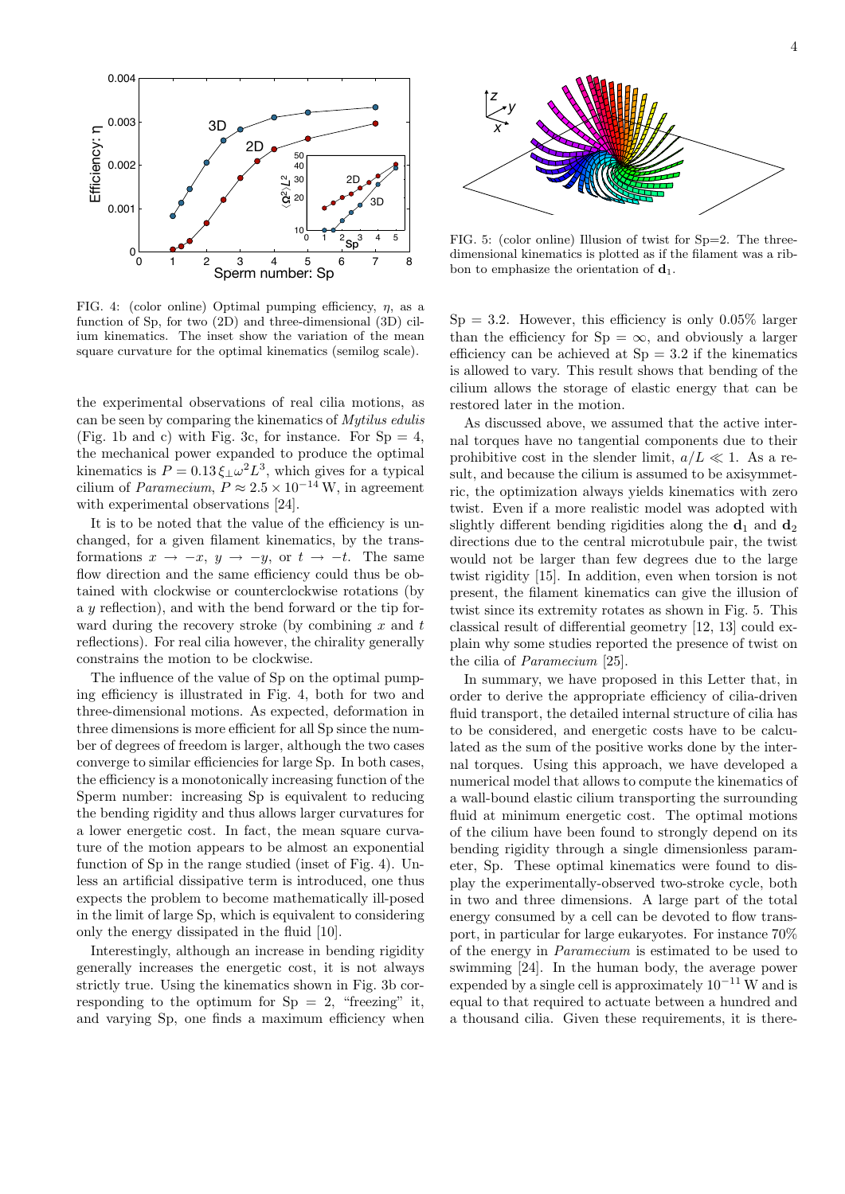FIG. 4: (color online) Optimal pumping efficiency, $\eta$, as a function of Sp, for two (2D) and three-dimensional (3D) cilium kinematics. The inset show the variation of the mean square curvature for the optimal kinematics (semilog scale).

FIG. 5: (color online) Illusion of twist for Sp=2. The three-dimensional kinematics is plotted as if the filament was a ribbon to emphasize the orientation of $\mathbf{d}_1$.

the experimental observations of real cilia motions, as can be seen by comparing the kinematics of *Mytilus edulis* (Fig. 1b and c) with Fig. 3c, for instance. For Sp = 4, the mechanical power expanded to produce the optimal kinematics is $P = 0.13\,\xi_\perp\omega^2L^3$, which gives for a typical cilium of *Paramecium*, $P \approx 2.5\times10^{-14}$ W, in agreement with experimental observations [24].

It is to be noted that the value of the efficiency is unchanged, for a given filament kinematics, by the transformations $x \to -x$, $y \to -y$, or $t \to -t$. The same flow direction and the same efficiency could thus be obtained with clockwise or counterclockwise rotations (by a $y$ reflection), and with the bend forward or the tip forward during the recovery stroke (by combining $x$ and $t$ reflections). For real cilia however, the chirality generally constrains the motion to be clockwise.

The influence of the value of Sp on the optimal pumping efficiency is illustrated in Fig. 4, both for two and three-dimensional motions. As expected, deformation in three dimensions is more efficient for all Sp since the number of degrees of freedom is larger, although the two cases converge to similar efficiencies for large Sp. In both cases, the efficiency is a monotonically increasing function of the Sperm number: increasing Sp is equivalent to reducing the bending rigidity and thus allows larger curvatures for a lower energetic cost. In fact, the mean square curvature of the motion appears to be almost an exponential function of Sp in the range studied (inset of Fig. 4). Unless an artificial dissipative term is introduced, one thus expects the problem to become mathematically ill-posed in the limit of large Sp, which is equivalent to considering only the energy dissipated in the fluid [10].

Interestingly, although an increase in bending rigidity generally increases the energetic cost, it is not always strictly true. Using the kinematics shown in Fig. 3b corresponding to the optimum for Sp = 2, "freezing" it, and varying Sp, one finds a maximum efficiency when Sp = 3.2. However, this efficiency is only 0.05% larger than the efficiency for Sp = $\infty$, and obviously a larger efficiency can be achieved at Sp = 3.2 if the kinematics is allowed to vary. This result shows that bending of the cilium allows the storage of elastic energy that can be restored later in the motion.

As discussed above, we assumed that the active internal torques have no tangential components due to their prohibitive cost in the slender limit, $a/L \ll 1$. As a result, and because the cilium is assumed to be axisymmetric, the optimization always yields kinematics with zero twist. Even if a more realistic model was adopted with slightly different bending rigidities along the $\mathbf{d}_1$ and $\mathbf{d}_2$ directions due to the central microtubule pair, the twist would not be larger than few degrees due to the large twist rigidity [15]. In addition, even when torsion is not present, the filament kinematics can give the illusion of twist since its extremity rotates as shown in Fig. 5. This classical result of differential geometry [12, 13] could explain why some studies reported the presence of twist on the cilia of *Paramecium* [25].

In summary, we have proposed in this Letter that, in order to derive the appropriate efficiency of cilia-driven fluid transport, the detailed internal structure of cilia has to be considered, and energetic costs have to be calculated as the sum of the positive works done by the internal torques. Using this approach, we have developed a numerical model that allows to compute the kinematics of a wall-bound elastic cilium transporting the surrounding fluid at minimum energetic cost. The optimal motions of the cilium have been found to strongly depend on its bending rigidity through a single dimensionless parameter, Sp. These optimal kinematics were found to display the experimentally-observed two-stroke cycle, both in two and three dimensions. A large part of the total energy consumed by a cell can be devoted to flow transport, in particular for large eukaryotes. For instance 70% of the energy in *Paramecium* is estimated to be used to swimming [24]. In the human body, the average power expended by a single cell is approximately $10^{-11}$ W and is equal to that required to actuate between a hundred and a thousand cilia. Given these requirements, it is there-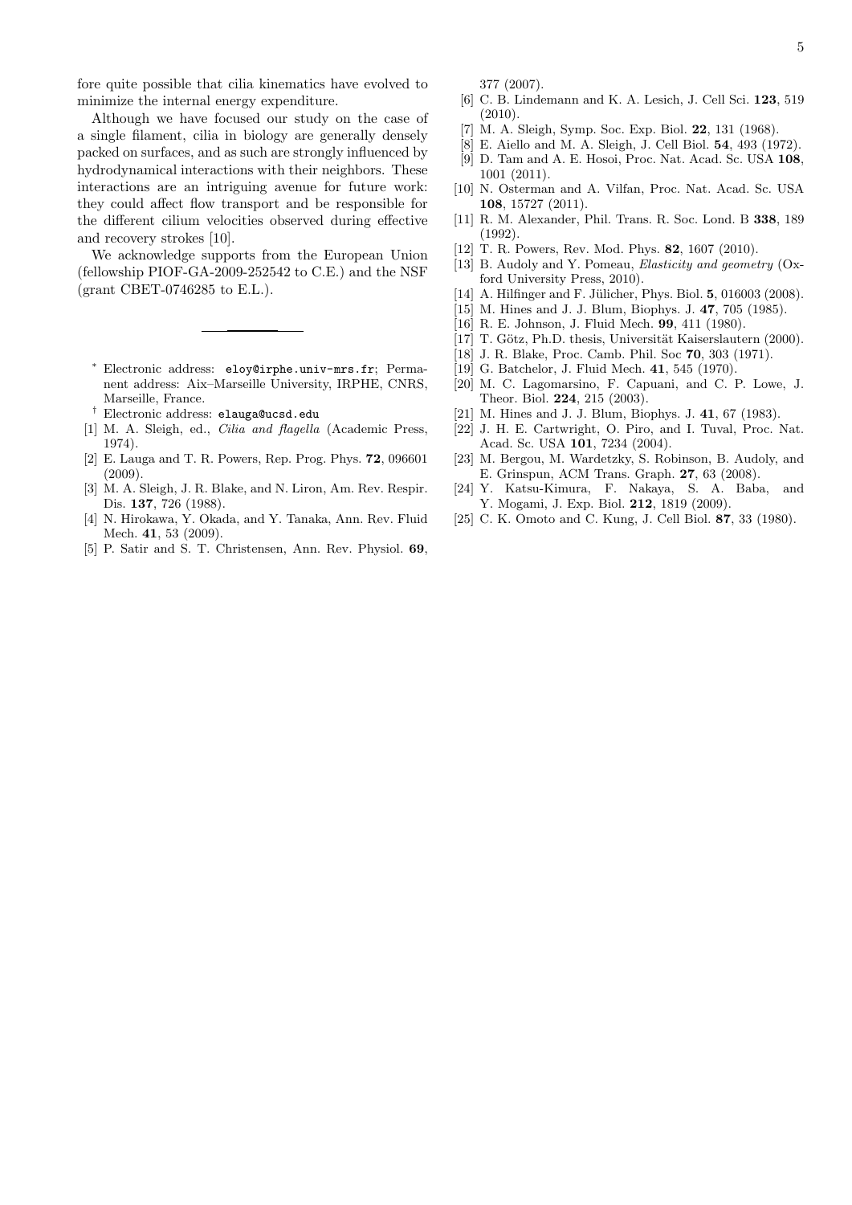fore quite possible that cilia kinematics have evolved to minimize the internal energy expenditure.

Although we have focused our study on the case of a single filament, cilia in biology are generally densely packed on surfaces, and as such are strongly influenced by hydrodynamical interactions with their neighbors. These interactions are an intriguing avenue for future work: they could affect flow transport and be responsible for the different cilium velocities observed during effective and recovery strokes [10].

We acknowledge supports from the European Union (fellowship PIOF-GA-2009-252542 to C.E.) and the NSF (grant CBET-0746285 to E.L.).

---

\* Electronic address: eloy@irphe.univ-mrs.fr; Permanent address: Aix–Marseille University, IRPHE, CNRS, Marseille, France.

† Electronic address: elauga@ucsd.edu

[1] M. A. Sleigh, ed., *Cilia and flagella* (Academic Press, 1974).

[2] E. Lauga and T. R. Powers, Rep. Prog. Phys. **72**, 096601 (2009).

[3] M. A. Sleigh, J. R. Blake, and N. Liron, Am. Rev. Respir. Dis. **137**, 726 (1988).

[4] N. Hirokawa, Y. Okada, and Y. Tanaka, Ann. Rev. Fluid Mech. **41**, 53 (2009).

[5] P. Satir and S. T. Christensen, Ann. Rev. Physiol. **69**, 377 (2007).

[6] C. B. Lindemann and K. A. Lesich, J. Cell Sci. **123**, 519 (2010).

[7] M. A. Sleigh, Symp. Soc. Exp. Biol. **22**, 131 (1968).

[8] E. Aiello and M. A. Sleigh, J. Cell Biol. **54**, 493 (1972).

[9] D. Tam and A. E. Hosoi, Proc. Nat. Acad. Sc. USA **108**, 1001 (2011).

[10] N. Osterman and A. Vilfan, Proc. Nat. Acad. Sc. USA **108**, 15727 (2011).

[11] R. M. Alexander, Phil. Trans. R. Soc. Lond. B **338**, 189 (1992).

[12] T. R. Powers, Rev. Mod. Phys. **82**, 1607 (2010).

[13] B. Audoly and Y. Pomeau, *Elasticity and geometry* (Oxford University Press, 2010).

[14] A. Hilfinger and F. Jülicher, Phys. Biol. **5**, 016003 (2008).

[15] M. Hines and J. J. Blum, Biophys. J. **47**, 705 (1985).

[16] R. E. Johnson, J. Fluid Mech. **99**, 411 (1980).

[17] T. Götz, Ph.D. thesis, Universität Kaiserslautern (2000).

[18] J. R. Blake, Proc. Camb. Phil. Soc **70**, 303 (1971).

[19] G. Batchelor, J. Fluid Mech. **41**, 545 (1970).

[20] M. C. Lagomarsino, F. Capuani, and C. P. Lowe, J. Theor. Biol. **224**, 215 (2003).

[21] M. Hines and J. J. Blum, Biophys. J. **41**, 67 (1983).

[22] J. H. E. Cartwright, O. Piro, and I. Tuval, Proc. Nat. Acad. Sc. USA **101**, 7234 (2004).

[23] M. Bergou, M. Wardetzky, S. Robinson, B. Audoly, and E. Grinspun, ACM Trans. Graph. **27**, 63 (2008).

[24] Y. Katsu-Kimura, F. Nakaya, S. A. Baba, and Y. Mogami, J. Exp. Biol. **212**, 1819 (2009).

[25] C. K. Omoto and C. Kung, J. Cell Biol. **87**, 33 (1980).